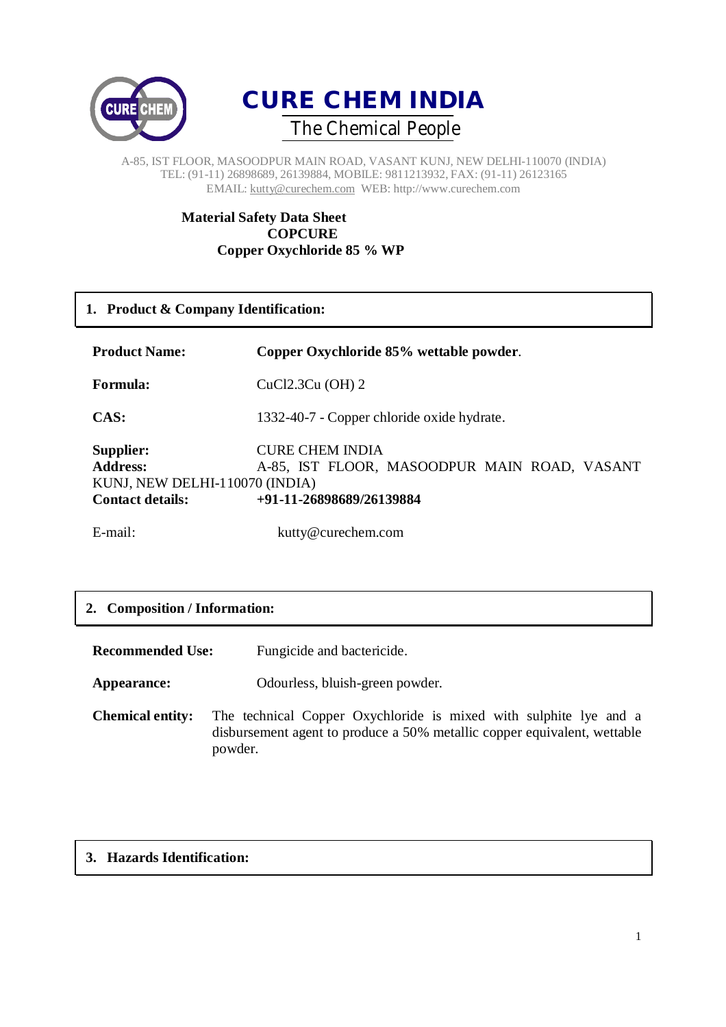# CURE CHEM INDIA

The Chemical People

A-85, IST FLOOR, MASOODPUR MAIN ROAD, VASANT KUNJ, NEW DELHI-110070 (INDIA)
TEL: (91-11) 26898689, 26139884, MOBILE: 9811213932, FAX: (91-11) 26123165
EMAIL: kutty@curechem.com WEB: http://www.curechem.com

**Material Safety Data Sheet**
**COPCURE**
**Copper Oxychloride 85 % WP**

## 1. Product & Company Identification:

**Product Name:** **Copper Oxychloride 85% wettable powder**.

**Formula:** CuCl2.3Cu (OH) 2

**CAS:** 1332-40-7 - Copper chloride oxide hydrate.

**Supplier:** CURE CHEM INDIA
**Address:** A-85, IST FLOOR, MASOODPUR MAIN ROAD, VASANT KUNJ, NEW DELHI-110070 (INDIA)
**Contact details:** **+91-11-26898689/26139884**

E-mail: kutty@curechem.com

## 2. Composition / Information:

**Recommended Use:** Fungicide and bactericide.

**Appearance:** Odourless, bluish-green powder.

**Chemical entity:** The technical Copper Oxychloride is mixed with sulphite lye and a disbursement agent to produce a 50% metallic copper equivalent, wettable powder.

## 3. Hazards Identification: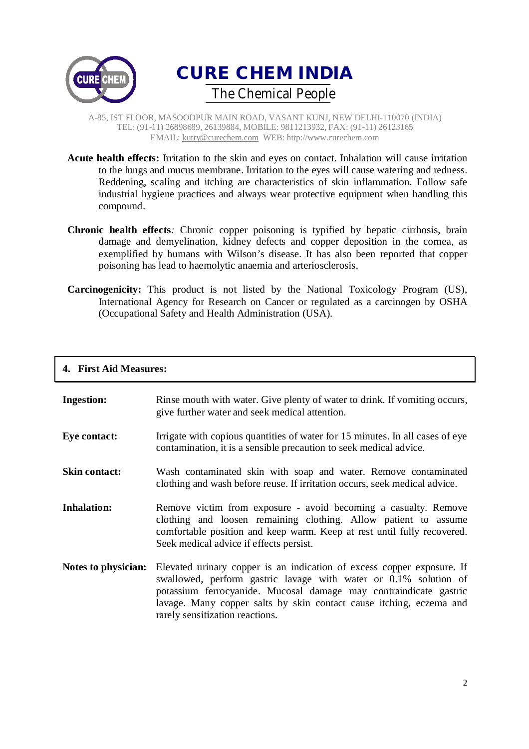**Acute health effects:** Irritation to the skin and eyes on contact. Inhalation will cause irritation to the lungs and mucus membrane. Irritation to the eyes will cause watering and redness. Reddening, scaling and itching are characteristics of skin inflammation. Follow safe industrial hygiene practices and always wear protective equipment when handling this compound.

**Chronic health effects***:* Chronic copper poisoning is typified by hepatic cirrhosis, brain damage and demyelination, kidney defects and copper deposition in the cornea, as exemplified by humans with Wilson's disease. It has also been reported that copper poisoning has lead to haemolytic anaemia and arteriosclerosis.

**Carcinogenicity:** This product is not listed by the National Toxicology Program (US), International Agency for Research on Cancer or regulated as a carcinogen by OSHA (Occupational Safety and Health Administration (USA).

## 4. First Aid Measures:

**Ingestion:** Rinse mouth with water. Give plenty of water to drink. If vomiting occurs, give further water and seek medical attention.

**Eye contact:** Irrigate with copious quantities of water for 15 minutes. In all cases of eye contamination, it is a sensible precaution to seek medical advice.

**Skin contact:** Wash contaminated skin with soap and water. Remove contaminated clothing and wash before reuse. If irritation occurs, seek medical advice.

**Inhalation:** Remove victim from exposure - avoid becoming a casualty. Remove clothing and loosen remaining clothing. Allow patient to assume comfortable position and keep warm. Keep at rest until fully recovered. Seek medical advice if effects persist.

**Notes to physician:** Elevated urinary copper is an indication of excess copper exposure. If swallowed, perform gastric lavage with water or 0.1% solution of potassium ferrocyanide. Mucosal damage may contraindicate gastric lavage. Many copper salts by skin contact cause itching, eczema and rarely sensitization reactions.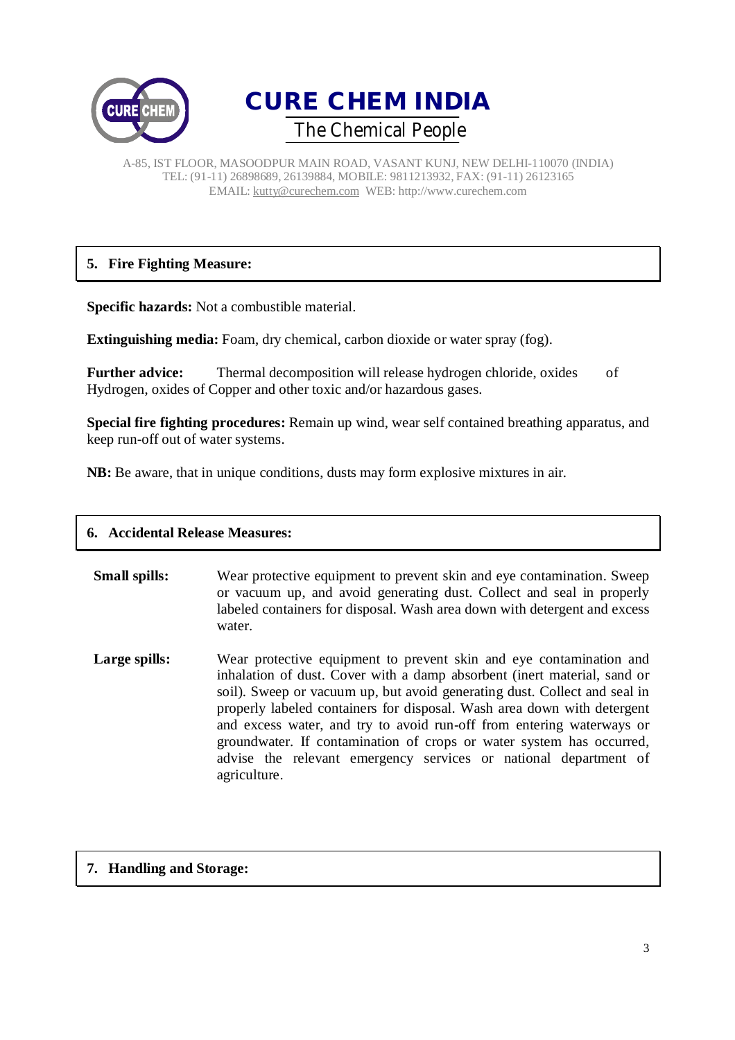## 5. Fire Fighting Measure:

**Specific hazards:** Not a combustible material.

**Extinguishing media:** Foam, dry chemical, carbon dioxide or water spray (fog).

**Further advice:** Thermal decomposition will release hydrogen chloride, oxides of Hydrogen, oxides of Copper and other toxic and/or hazardous gases.

**Special fire fighting procedures:** Remain up wind, wear self contained breathing apparatus, and keep run-off out of water systems.

**NB:** Be aware, that in unique conditions, dusts may form explosive mixtures in air.

## 6. Accidental Release Measures:

**Small spills:** Wear protective equipment to prevent skin and eye contamination. Sweep or vacuum up, and avoid generating dust. Collect and seal in properly labeled containers for disposal. Wash area down with detergent and excess water.

**Large spills:** Wear protective equipment to prevent skin and eye contamination and inhalation of dust. Cover with a damp absorbent (inert material, sand or soil). Sweep or vacuum up, but avoid generating dust. Collect and seal in properly labeled containers for disposal. Wash area down with detergent and excess water, and try to avoid run-off from entering waterways or groundwater. If contamination of crops or water system has occurred, advise the relevant emergency services or national department of agriculture.

## 7. Handling and Storage: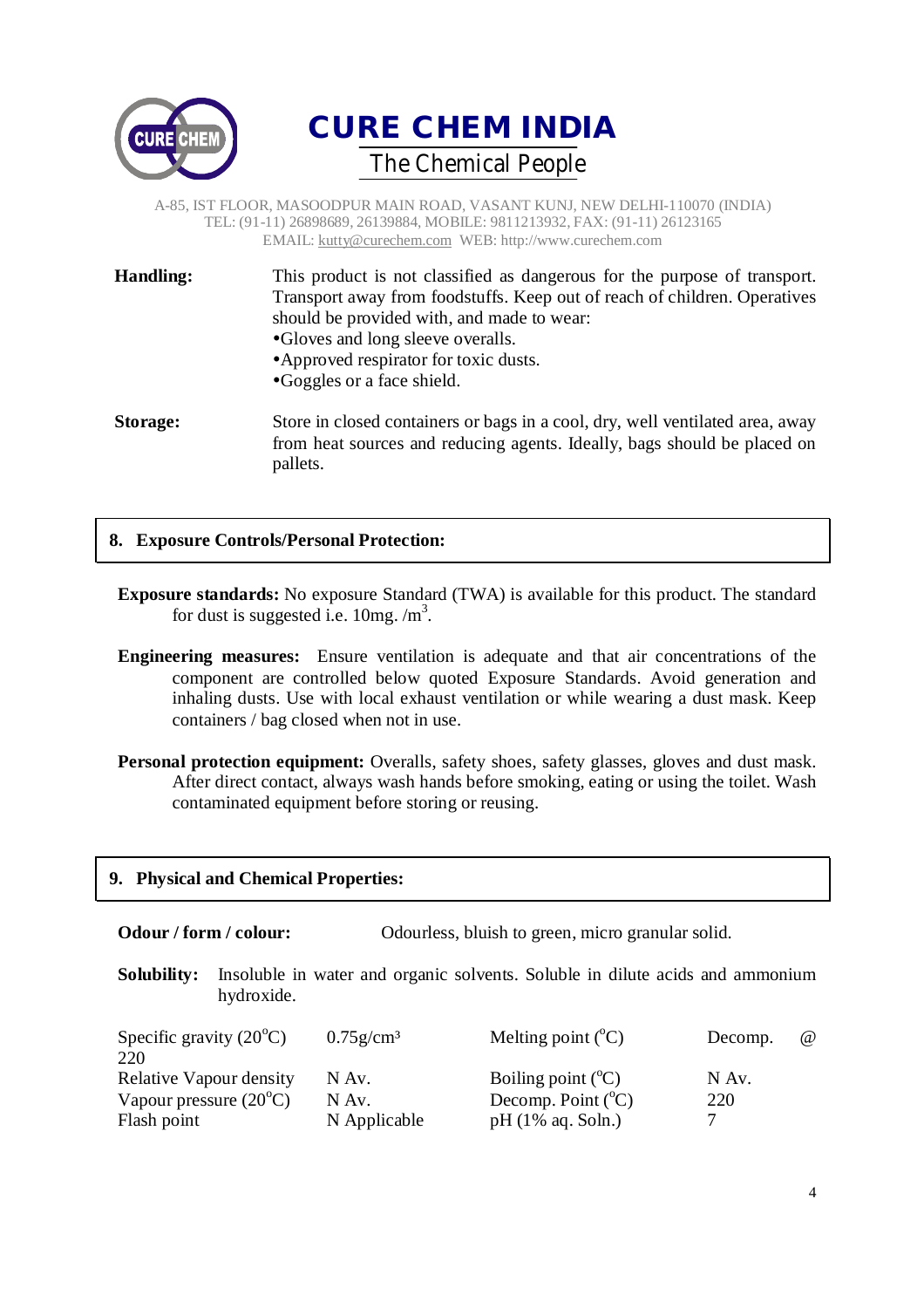Handling: This product is not classified as dangerous for the purpose of transport. Transport away from foodstuffs. Keep out of reach of children. Operatives should be provided with, and made to wear:

- Gloves and long sleeve overalls.
- Approved respirator for toxic dusts.
- Goggles or a face shield.

**Storage:** Store in closed containers or bags in a cool, dry, well ventilated area, away from heat sources and reducing agents. Ideally, bags should be placed on pallets.

## 8. Exposure Controls/Personal Protection:

**Exposure standards:** No exposure Standard (TWA) is available for this product. The standard for dust is suggested i.e. 10mg. /$m^3$.

**Engineering measures:** Ensure ventilation is adequate and that air concentrations of the component are controlled below quoted Exposure Standards. Avoid generation and inhaling dusts. Use with local exhaust ventilation or while wearing a dust mask. Keep containers / bag closed when not in use.

**Personal protection equipment:** Overalls, safety shoes, safety glasses, gloves and dust mask. After direct contact, always wash hands before smoking, eating or using the toilet. Wash contaminated equipment before storing or reusing.

## 9. Physical and Chemical Properties:

**Odour / form / colour:** Odourless, bluish to green, micro granular solid.

**Solubility:** Insoluble in water and organic solvents. Soluble in dilute acids and ammonium hydroxide.

| Property | Value | Property | Value |
|---|---|---|---|
| Specific gravity (20$^o$C) | 0.75g/cm³ | Melting point ($^o$C) | Decomp. @ 220 |
| Relative Vapour density | N Av. | Boiling point ($^o$C) | N Av. |
| Vapour pressure (20$^o$C) | N Av. | Decomp. Point ($^o$C) | 220 |
| Flash point | N Applicable | pH (1% aq. Soln.) | 7 |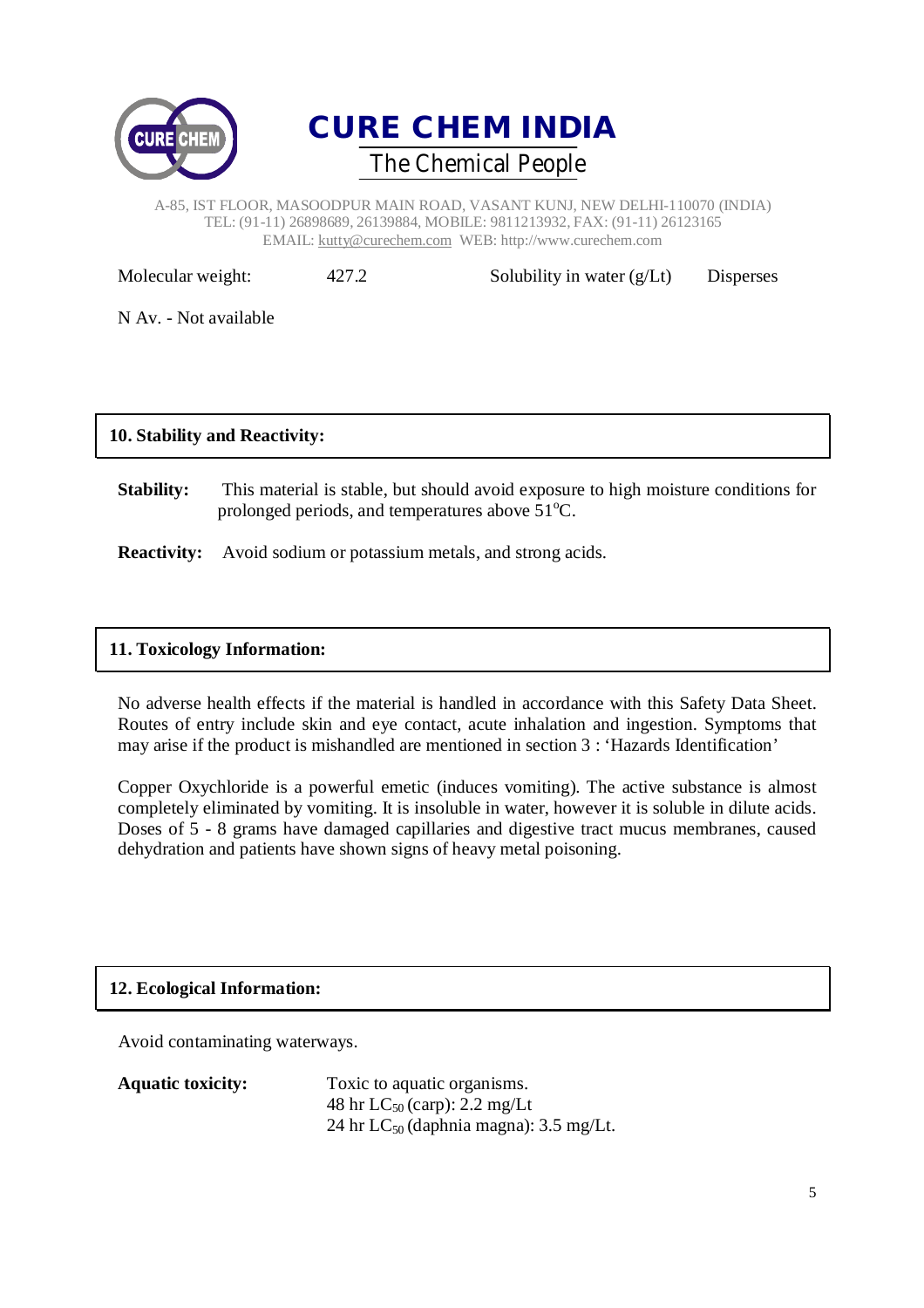| Molecular weight: | 427.2 | Solubility in water (g/Lt) | Disperses |
| --- | --- | --- | --- |

N Av. - Not available

## 10. Stability and Reactivity:

**Stability:** This material is stable, but should avoid exposure to high moisture conditions for prolonged periods, and temperatures above 51$^{o}$C.

**Reactivity:** Avoid sodium or potassium metals, and strong acids.

## 11. Toxicology Information:

No adverse health effects if the material is handled in accordance with this Safety Data Sheet. Routes of entry include skin and eye contact, acute inhalation and ingestion. Symptoms that may arise if the product is mishandled are mentioned in section 3 : 'Hazards Identification'

Copper Oxychloride is a powerful emetic (induces vomiting). The active substance is almost completely eliminated by vomiting. It is insoluble in water, however it is soluble in dilute acids. Doses of 5 - 8 grams have damaged capillaries and digestive tract mucus membranes, caused dehydration and patients have shown signs of heavy metal poisoning.

## 12. Ecological Information:

Avoid contaminating waterways.

**Aquatic toxicity:** Toxic to aquatic organisms.
48 hr $LC_{50}$ (carp): 2.2 mg/Lt
24 hr $LC_{50}$ (daphnia magna): 3.5 mg/Lt.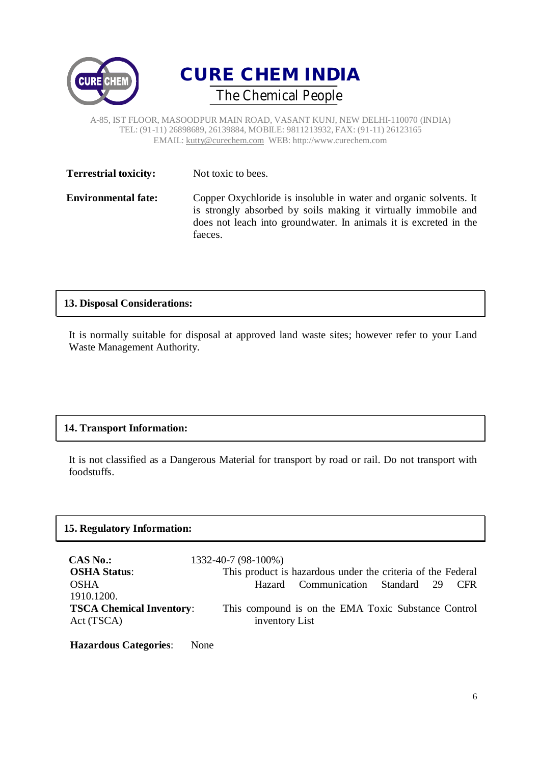**Terrestrial toxicity:** Not toxic to bees.

**Environmental fate:** Copper Oxychloride is insoluble in water and organic solvents. It is strongly absorbed by soils making it virtually immobile and does not leach into groundwater. In animals it is excreted in the faeces.

## 13. Disposal Considerations:

It is normally suitable for disposal at approved land waste sites; however refer to your Land Waste Management Authority.

## 14. Transport Information:

It is not classified as a Dangerous Material for transport by road or rail. Do not transport with foodstuffs.

## 15. Regulatory Information:

**CAS No.:** 1332-40-7 (98-100%)

**OSHA Status**: OSHA 1910.1200. This product is hazardous under the criteria of the Federal Hazard Communication Standard 29 CFR

**TSCA Chemical Inventory**: Act (TSCA) This compound is on the EMA Toxic Substance Control inventory List

**Hazardous Categories**: None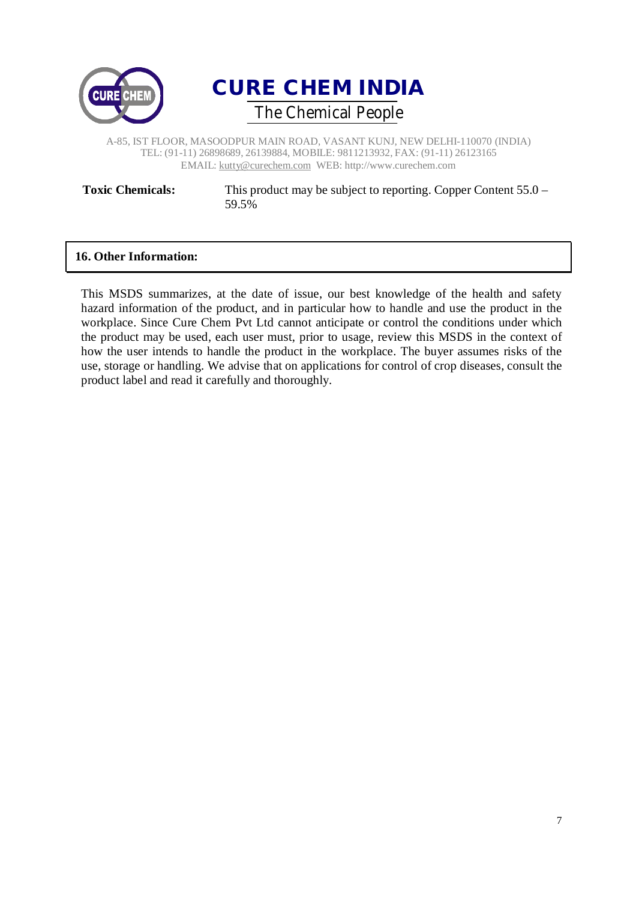**Toxic Chemicals:** This product may be subject to reporting. Copper Content 55.0 – 59.5%

## 16. Other Information:

This MSDS summarizes, at the date of issue, our best knowledge of the health and safety hazard information of the product, and in particular how to handle and use the product in the workplace. Since Cure Chem Pvt Ltd cannot anticipate or control the conditions under which the product may be used, each user must, prior to usage, review this MSDS in the context of how the user intends to handle the product in the workplace. The buyer assumes risks of the use, storage or handling. We advise that on applications for control of crop diseases, consult the product label and read it carefully and thoroughly.